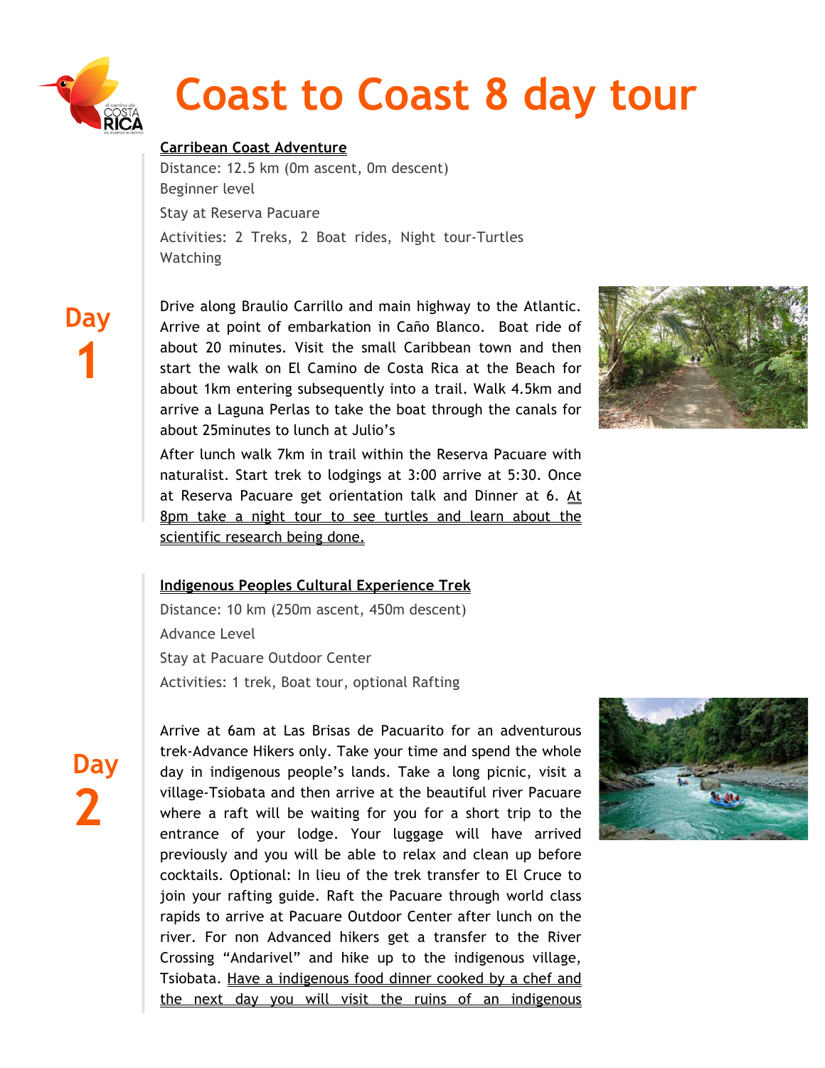# Coast to Coast 8 day tour

## Day 1

**Carribean Coast Adventure**

Distance: 12.5 km (0m ascent, 0m descent)

Beginner level

Stay at Reserva Pacuare

Activities: 2 Treks, 2 Boat rides, Night tour-Turtles Watching

Drive along Braulio Carrillo and main highway to the Atlantic. Arrive at point of embarkation in Caño Blanco. Boat ride of about 20 minutes. Visit the small Caribbean town and then start the walk on El Camino de Costa Rica at the Beach for about 1km entering subsequently into a trail. Walk 4.5km and arrive a Laguna Perlas to take the boat through the canals for about 25minutes to lunch at Julio's

After lunch walk 7km in trail within the Reserva Pacuare with naturalist. Start trek to lodgings at 3:00 arrive at 5:30. Once at Reserva Pacuare get orientation talk and Dinner at 6. At 8pm take a night tour to see turtles and learn about the scientific research being done.

## Day 2

**Indigenous Peoples Cultural Experience Trek**

Distance: 10 km (250m ascent, 450m descent)

Advance Level

Stay at Pacuare Outdoor Center

Activities: 1 trek, Boat tour, optional Rafting

Arrive at 6am at Las Brisas de Pacuarito for an adventurous trek-Advance Hikers only. Take your time and spend the whole day in indigenous people's lands. Take a long picnic, visit a village-Tsiobata and then arrive at the beautiful river Pacuare where a raft will be waiting for you for a short trip to the entrance of your lodge. Your luggage will have arrived previously and you will be able to relax and clean up before cocktails. Optional: In lieu of the trek transfer to El Cruce to join your rafting guide. Raft the Pacuare through world class rapids to arrive at Pacuare Outdoor Center after lunch on the river. For non Advanced hikers get a transfer to the River Crossing "Andarivel" and hike up to the indigenous village, Tsiobata. Have a indigenous food dinner cooked by a chef and the next day you will visit the ruins of an indigenous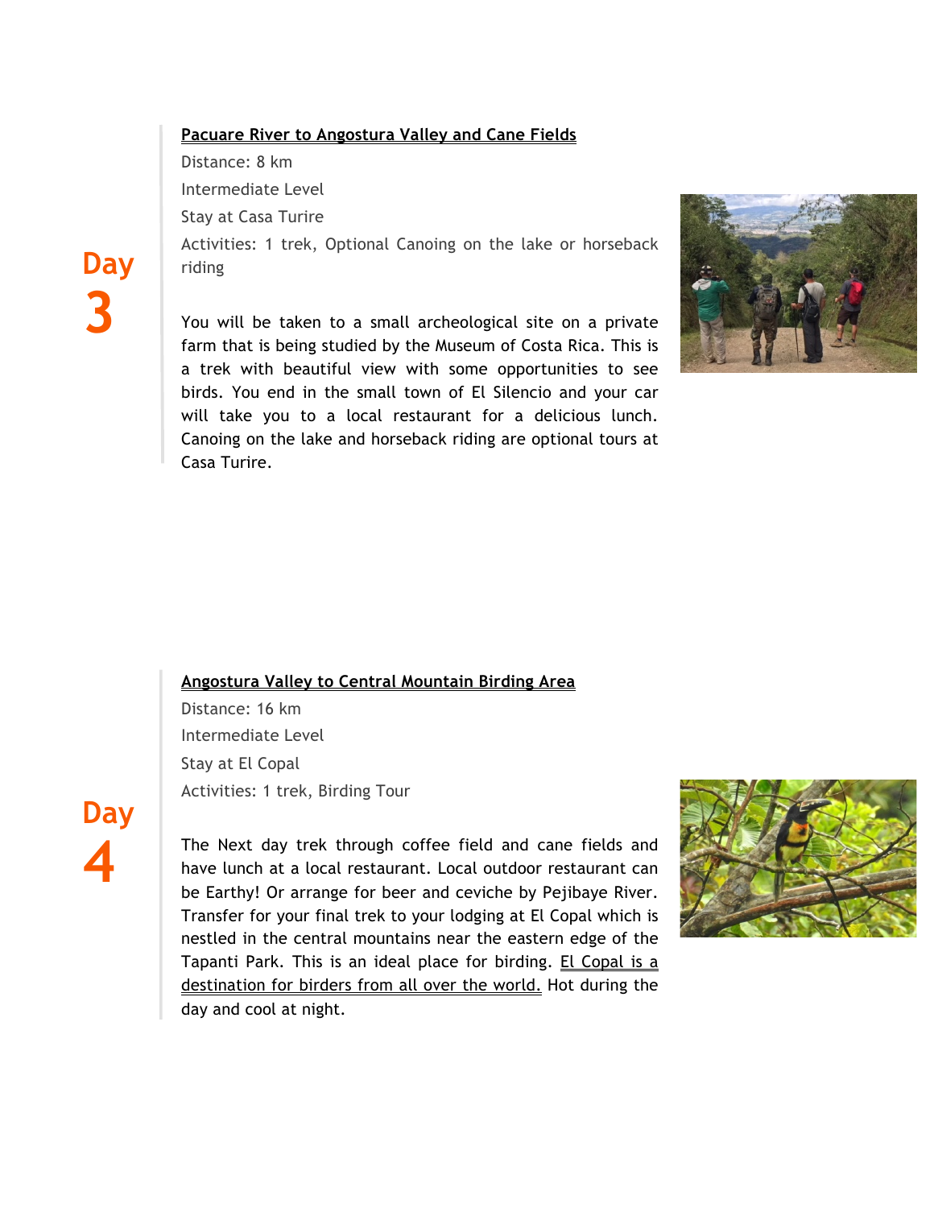## Day 3

### Pacuare River to Angostura Valley and Cane Fields

Distance: 8 km

Intermediate Level

Stay at Casa Turire

Activities: 1 trek, Optional Canoing on the lake or horseback riding

You will be taken to a small archeological site on a private farm that is being studied by the Museum of Costa Rica. This is a trek with beautiful view with some opportunities to see birds. You end in the small town of El Silencio and your car will take you to a local restaurant for a delicious lunch. Canoing on the lake and horseback riding are optional tours at Casa Turire.

## Day 4

### Angostura Valley to Central Mountain Birding Area

Distance: 16 km

Intermediate Level

Stay at El Copal

Activities: 1 trek, Birding Tour

The Next day trek through coffee field and cane fields and have lunch at a local restaurant. Local outdoor restaurant can be Earthy! Or arrange for beer and ceviche by Pejibaye River. Transfer for your final trek to your lodging at El Copal which is nestled in the central mountains near the eastern edge of the Tapanti Park. This is an ideal place for birding. El Copal is a destination for birders from all over the world. Hot during the day and cool at night.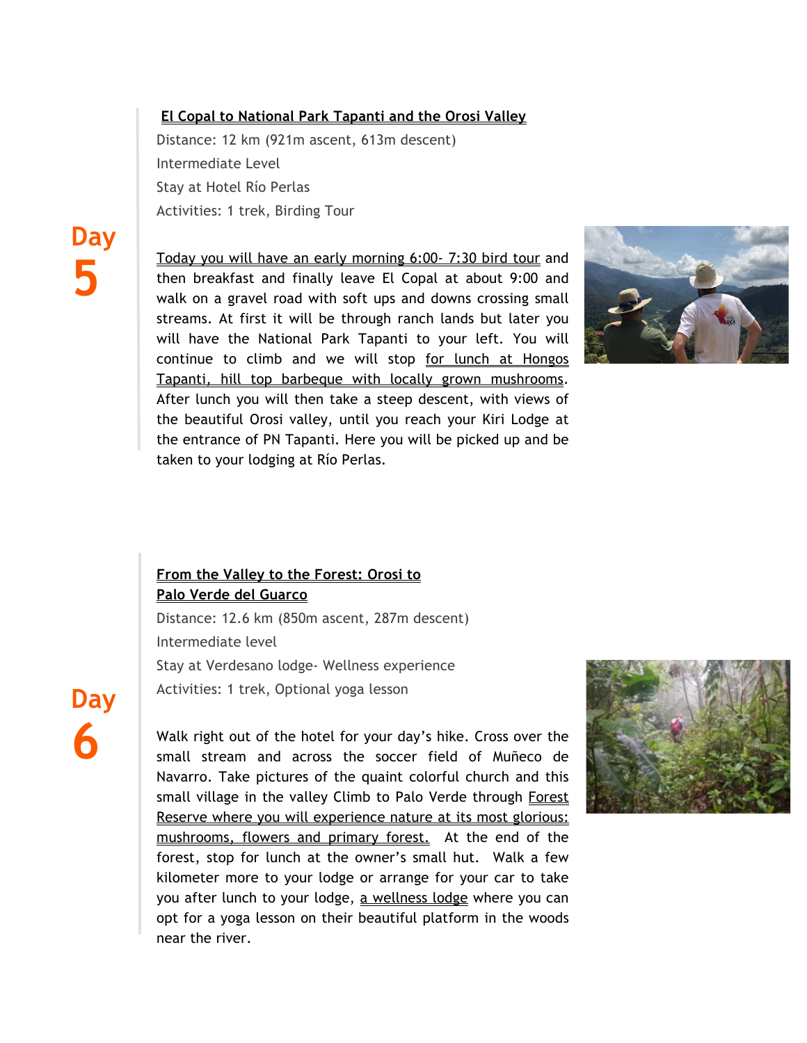## Day 5

**El Copal to National Park Tapanti and the Orosi Valley**

Distance: 12 km (921m ascent, 613m descent)

Intermediate Level

Stay at Hotel Río Perlas

Activities: 1 trek, Birding Tour

Today you will have an early morning 6:00- 7:30 bird tour and then breakfast and finally leave El Copal at about 9:00 and walk on a gravel road with soft ups and downs crossing small streams. At first it will be through ranch lands but later you will have the National Park Tapanti to your left. You will continue to climb and we will stop for lunch at Hongos Tapanti, hill top barbeque with locally grown mushrooms. After lunch you will then take a steep descent, with views of the beautiful Orosi valley, until you reach your Kiri Lodge at the entrance of PN Tapanti. Here you will be picked up and be taken to your lodging at Río Perlas.

## Day 6

**From the Valley to the Forest: Orosi to Palo Verde del Guarco**

Distance: 12.6 km (850m ascent, 287m descent)

Intermediate level

Stay at Verdesano lodge- Wellness experience

Activities: 1 trek, Optional yoga lesson

Walk right out of the hotel for your day's hike. Cross over the small stream and across the soccer field of Muñeco de Navarro. Take pictures of the quaint colorful church and this small village in the valley Climb to Palo Verde through Forest Reserve where you will experience nature at its most glorious: mushrooms, flowers and primary forest. At the end of the forest, stop for lunch at the owner's small hut. Walk a few kilometer more to your lodge or arrange for your car to take you after lunch to your lodge, a wellness lodge where you can opt for a yoga lesson on their beautiful platform in the woods near the river.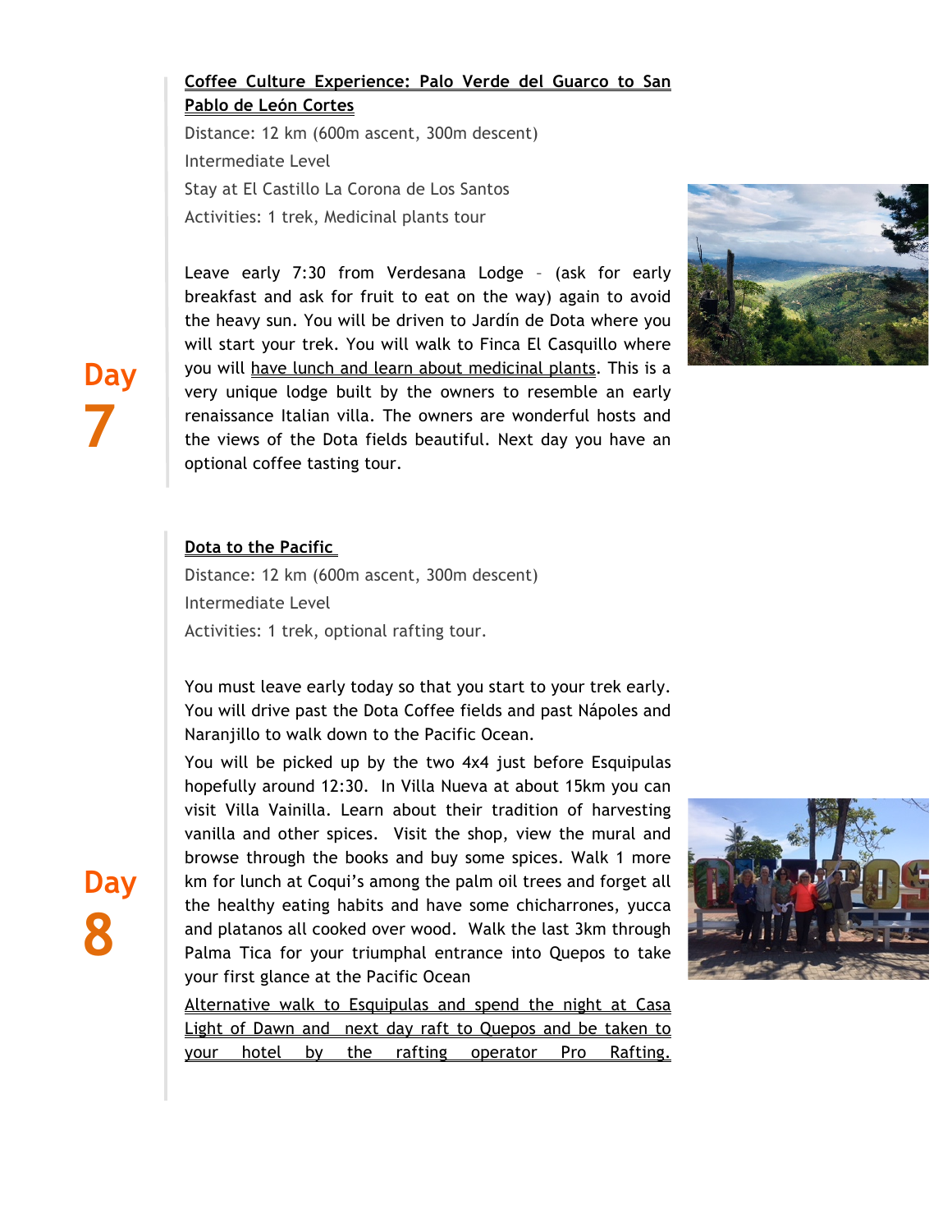## Day 7

**Coffee Culture Experience: Palo Verde del Guarco to San Pablo de León Cortes**

Distance: 12 km (600m ascent, 300m descent)

Intermediate Level

Stay at El Castillo La Corona de Los Santos

Activities: 1 trek, Medicinal plants tour

Leave early 7:30 from Verdesana Lodge – (ask for early breakfast and ask for fruit to eat on the way) again to avoid the heavy sun. You will be driven to Jardín de Dota where you will start your trek. You will walk to Finca El Casquillo where you will have lunch and learn about medicinal plants. This is a very unique lodge built by the owners to resemble an early renaissance Italian villa. The owners are wonderful hosts and the views of the Dota fields beautiful. Next day you have an optional coffee tasting tour.

## Day 8

**Dota to the Pacific**

Distance: 12 km (600m ascent, 300m descent)

Intermediate Level

Activities: 1 trek, optional rafting tour.

You must leave early today so that you start to your trek early. You will drive past the Dota Coffee fields and past Nápoles and Naranjillo to walk down to the Pacific Ocean.

You will be picked up by the two 4x4 just before Esquipulas hopefully around 12:30. In Villa Nueva at about 15km you can visit Villa Vainilla. Learn about their tradition of harvesting vanilla and other spices. Visit the shop, view the mural and browse through the books and buy some spices. Walk 1 more km for lunch at Coqui's among the palm oil trees and forget all the healthy eating habits and have some chicharrones, yucca and platanos all cooked over wood. Walk the last 3km through Palma Tica for your triumphal entrance into Quepos to take your first glance at the Pacific Ocean

Alternative walk to Esquipulas and spend the night at Casa Light of Dawn and next day raft to Quepos and be taken to your hotel by the rafting operator Pro Rafting.